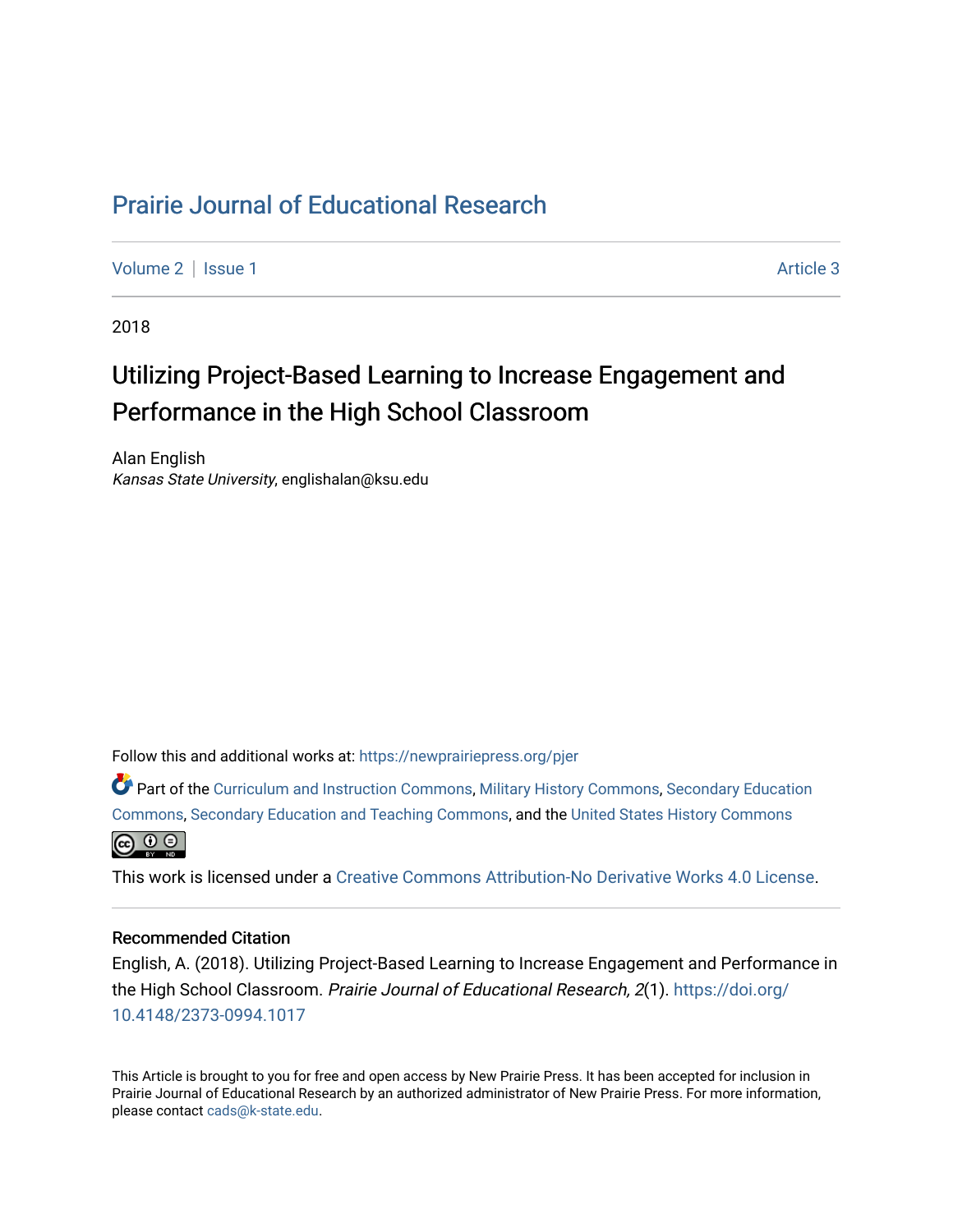# Prairie Journal of Educational Research

Volume 2 | Issue 1 Article 3

2018

## Utilizing Project-Based Learning to Increase Engagement and Performance in the High School Classroom

Alan English
*Kansas State University*, englishalan@ksu.edu

Follow this and additional works at: https://newprairiepress.org/pjer

Part of the Curriculum and Instruction Commons, Military History Commons, Secondary Education Commons, Secondary Education and Teaching Commons, and the United States History Commons

This work is licensed under a Creative Commons Attribution-No Derivative Works 4.0 License.

### Recommended Citation

English, A. (2018). Utilizing Project-Based Learning to Increase Engagement and Performance in the High School Classroom. *Prairie Journal of Educational Research, 2*(1). https://doi.org/10.4148/2373-0994.1017

This Article is brought to you for free and open access by New Prairie Press. It has been accepted for inclusion in Prairie Journal of Educational Research by an authorized administrator of New Prairie Press. For more information, please contact cads@k-state.edu.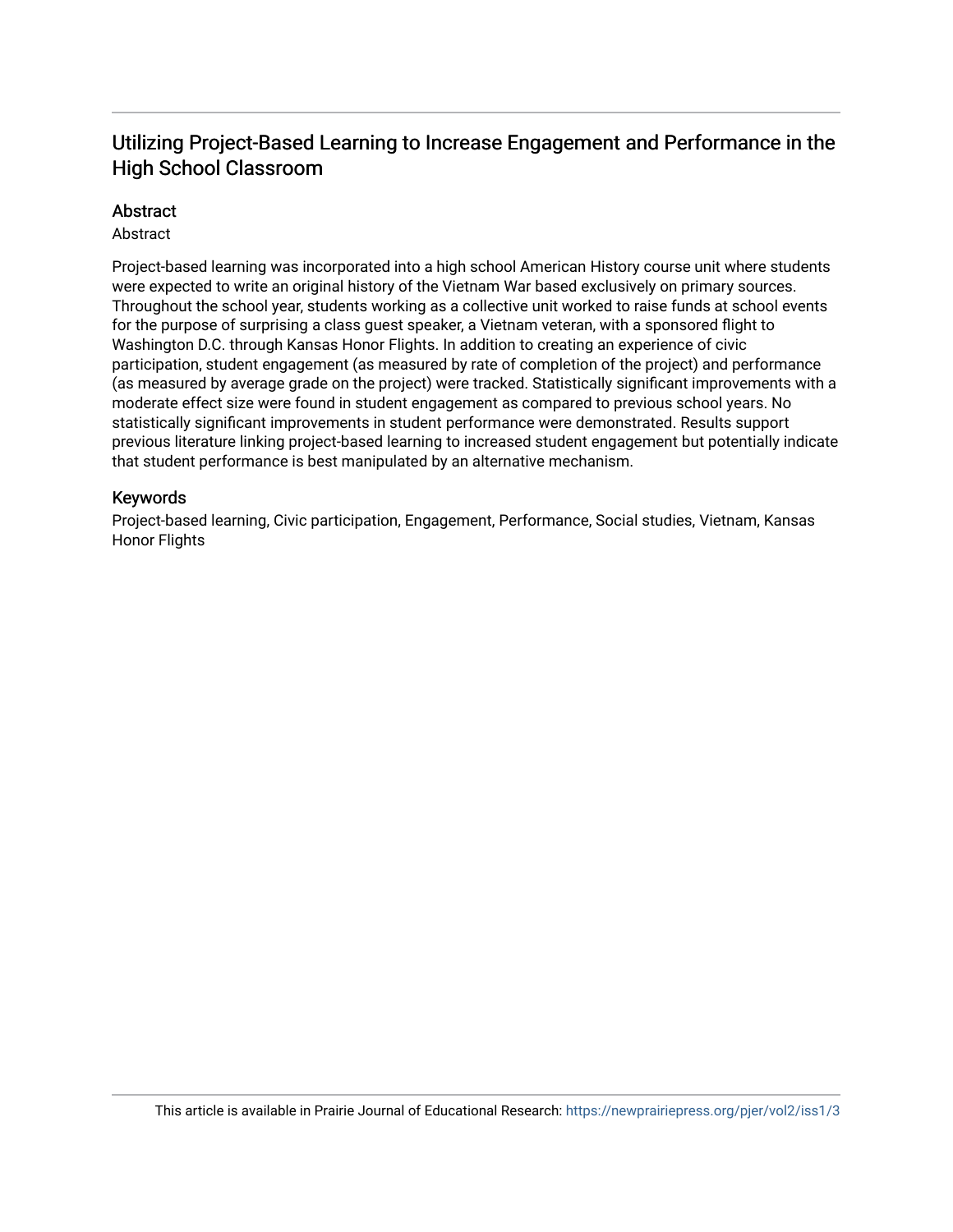# Utilizing Project-Based Learning to Increase Engagement and Performance in the High School Classroom

## Abstract

Abstract

Project-based learning was incorporated into a high school American History course unit where students were expected to write an original history of the Vietnam War based exclusively on primary sources. Throughout the school year, students working as a collective unit worked to raise funds at school events for the purpose of surprising a class guest speaker, a Vietnam veteran, with a sponsored flight to Washington D.C. through Kansas Honor Flights. In addition to creating an experience of civic participation, student engagement (as measured by rate of completion of the project) and performance (as measured by average grade on the project) were tracked. Statistically significant improvements with a moderate effect size were found in student engagement as compared to previous school years. No statistically significant improvements in student performance were demonstrated. Results support previous literature linking project-based learning to increased student engagement but potentially indicate that student performance is best manipulated by an alternative mechanism.

## Keywords

Project-based learning, Civic participation, Engagement, Performance, Social studies, Vietnam, Kansas Honor Flights

This article is available in Prairie Journal of Educational Research: https://newprairiepress.org/pjer/vol2/iss1/3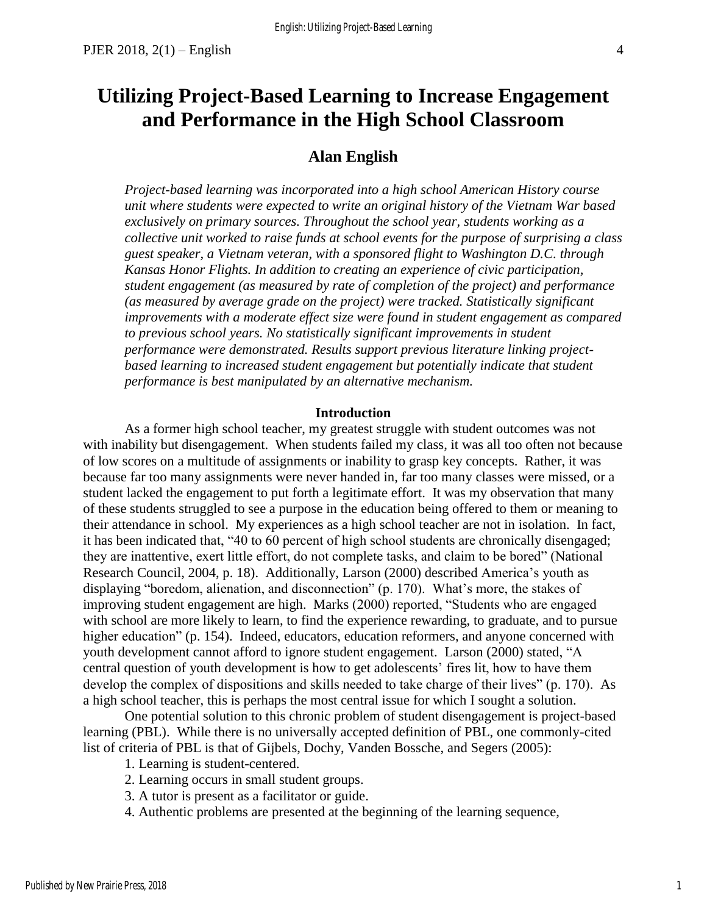# Utilizing Project-Based Learning to Increase Engagement and Performance in the High School Classroom

## Alan English

*Project-based learning was incorporated into a high school American History course unit where students were expected to write an original history of the Vietnam War based exclusively on primary sources. Throughout the school year, students working as a collective unit worked to raise funds at school events for the purpose of surprising a class guest speaker, a Vietnam veteran, with a sponsored flight to Washington D.C. through Kansas Honor Flights. In addition to creating an experience of civic participation, student engagement (as measured by rate of completion of the project) and performance (as measured by average grade on the project) were tracked. Statistically significant improvements with a moderate effect size were found in student engagement as compared to previous school years. No statistically significant improvements in student performance were demonstrated. Results support previous literature linking project-based learning to increased student engagement but potentially indicate that student performance is best manipulated by an alternative mechanism.*

### Introduction

As a former high school teacher, my greatest struggle with student outcomes was not with inability but disengagement. When students failed my class, it was all too often not because of low scores on a multitude of assignments or inability to grasp key concepts. Rather, it was because far too many assignments were never handed in, far too many classes were missed, or a student lacked the engagement to put forth a legitimate effort. It was my observation that many of these students struggled to see a purpose in the education being offered to them or meaning to their attendance in school. My experiences as a high school teacher are not in isolation. In fact, it has been indicated that, "40 to 60 percent of high school students are chronically disengaged; they are inattentive, exert little effort, do not complete tasks, and claim to be bored" (National Research Council, 2004, p. 18). Additionally, Larson (2000) described America's youth as displaying "boredom, alienation, and disconnection" (p. 170). What's more, the stakes of improving student engagement are high. Marks (2000) reported, "Students who are engaged with school are more likely to learn, to find the experience rewarding, to graduate, and to pursue higher education" (p. 154). Indeed, educators, education reformers, and anyone concerned with youth development cannot afford to ignore student engagement. Larson (2000) stated, "A central question of youth development is how to get adolescents' fires lit, how to have them develop the complex of dispositions and skills needed to take charge of their lives" (p. 170). As a high school teacher, this is perhaps the most central issue for which I sought a solution.

One potential solution to this chronic problem of student disengagement is project-based learning (PBL). While there is no universally accepted definition of PBL, one commonly-cited list of criteria of PBL is that of Gijbels, Dochy, Vanden Bossche, and Segers (2005):

1. Learning is student-centered.
2. Learning occurs in small student groups.
3. A tutor is present as a facilitator or guide.
4. Authentic problems are presented at the beginning of the learning sequence,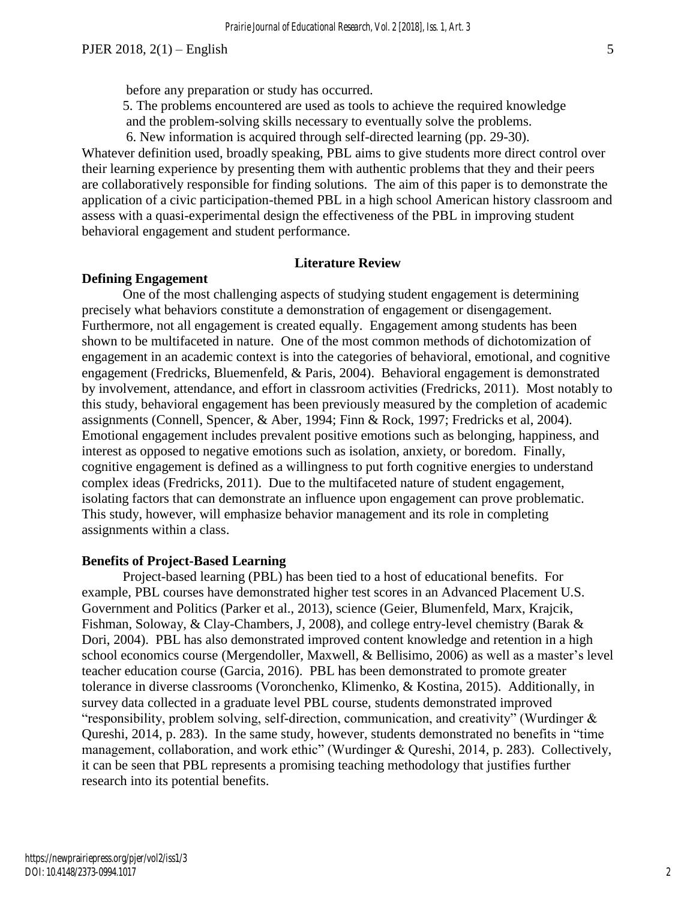before any preparation or study has occurred.

5. The problems encountered are used as tools to achieve the required knowledge and the problem-solving skills necessary to eventually solve the problems.
6. New information is acquired through self-directed learning (pp. 29-30).

Whatever definition used, broadly speaking, PBL aims to give students more direct control over their learning experience by presenting them with authentic problems that they and their peers are collaboratively responsible for finding solutions. The aim of this paper is to demonstrate the application of a civic participation-themed PBL in a high school American history classroom and assess with a quasi-experimental design the effectiveness of the PBL in improving student behavioral engagement and student performance.

## Literature Review

### Defining Engagement

One of the most challenging aspects of studying student engagement is determining precisely what behaviors constitute a demonstration of engagement or disengagement. Furthermore, not all engagement is created equally. Engagement among students has been shown to be multifaceted in nature. One of the most common methods of dichotomization of engagement in an academic context is into the categories of behavioral, emotional, and cognitive engagement (Fredricks, Bluemenfeld, & Paris, 2004). Behavioral engagement is demonstrated by involvement, attendance, and effort in classroom activities (Fredricks, 2011). Most notably to this study, behavioral engagement has been previously measured by the completion of academic assignments (Connell, Spencer, & Aber, 1994; Finn & Rock, 1997; Fredricks et al, 2004). Emotional engagement includes prevalent positive emotions such as belonging, happiness, and interest as opposed to negative emotions such as isolation, anxiety, or boredom. Finally, cognitive engagement is defined as a willingness to put forth cognitive energies to understand complex ideas (Fredricks, 2011). Due to the multifaceted nature of student engagement, isolating factors that can demonstrate an influence upon engagement can prove problematic. This study, however, will emphasize behavior management and its role in completing assignments within a class.

### Benefits of Project-Based Learning

Project-based learning (PBL) has been tied to a host of educational benefits. For example, PBL courses have demonstrated higher test scores in an Advanced Placement U.S. Government and Politics (Parker et al., 2013), science (Geier, Blumenfeld, Marx, Krajcik, Fishman, Soloway, & Clay-Chambers, J, 2008), and college entry-level chemistry (Barak & Dori, 2004). PBL has also demonstrated improved content knowledge and retention in a high school economics course (Mergendoller, Maxwell, & Bellisimo, 2006) as well as a master's level teacher education course (Garcia, 2016). PBL has been demonstrated to promote greater tolerance in diverse classrooms (Voronchenko, Klimenko, & Kostina, 2015). Additionally, in survey data collected in a graduate level PBL course, students demonstrated improved "responsibility, problem solving, self-direction, communication, and creativity" (Wurdinger & Qureshi, 2014, p. 283). In the same study, however, students demonstrated no benefits in "time management, collaboration, and work ethic" (Wurdinger & Qureshi, 2014, p. 283). Collectively, it can be seen that PBL represents a promising teaching methodology that justifies further research into its potential benefits.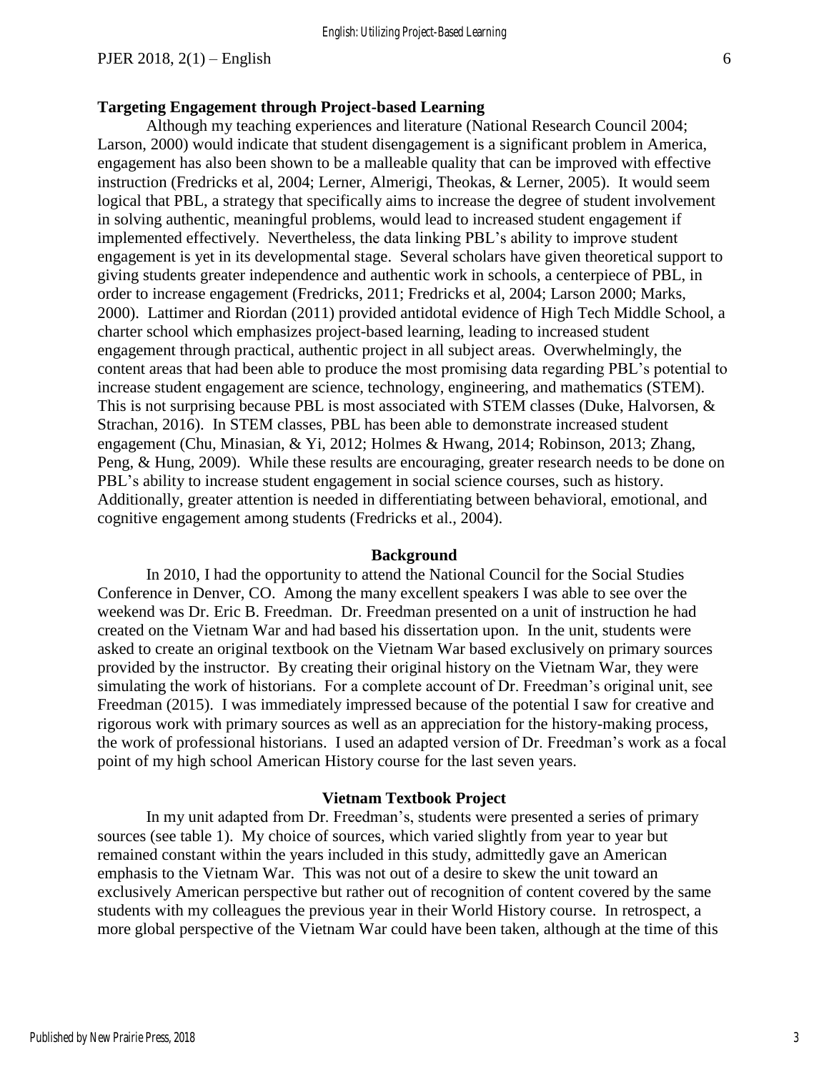### Targeting Engagement through Project-based Learning

Although my teaching experiences and literature (National Research Council 2004; Larson, 2000) would indicate that student disengagement is a significant problem in America, engagement has also been shown to be a malleable quality that can be improved with effective instruction (Fredricks et al, 2004; Lerner, Almerigi, Theokas, & Lerner, 2005). It would seem logical that PBL, a strategy that specifically aims to increase the degree of student involvement in solving authentic, meaningful problems, would lead to increased student engagement if implemented effectively. Nevertheless, the data linking PBL's ability to improve student engagement is yet in its developmental stage. Several scholars have given theoretical support to giving students greater independence and authentic work in schools, a centerpiece of PBL, in order to increase engagement (Fredricks, 2011; Fredricks et al, 2004; Larson 2000; Marks, 2000). Lattimer and Riordan (2011) provided antidotal evidence of High Tech Middle School, a charter school which emphasizes project-based learning, leading to increased student engagement through practical, authentic project in all subject areas. Overwhelmingly, the content areas that had been able to produce the most promising data regarding PBL's potential to increase student engagement are science, technology, engineering, and mathematics (STEM). This is not surprising because PBL is most associated with STEM classes (Duke, Halvorsen, & Strachan, 2016). In STEM classes, PBL has been able to demonstrate increased student engagement (Chu, Minasian, & Yi, 2012; Holmes & Hwang, 2014; Robinson, 2013; Zhang, Peng, & Hung, 2009). While these results are encouraging, greater research needs to be done on PBL's ability to increase student engagement in social science courses, such as history. Additionally, greater attention is needed in differentiating between behavioral, emotional, and cognitive engagement among students (Fredricks et al., 2004).

## Background

In 2010, I had the opportunity to attend the National Council for the Social Studies Conference in Denver, CO. Among the many excellent speakers I was able to see over the weekend was Dr. Eric B. Freedman. Dr. Freedman presented on a unit of instruction he had created on the Vietnam War and had based his dissertation upon. In the unit, students were asked to create an original textbook on the Vietnam War based exclusively on primary sources provided by the instructor. By creating their original history on the Vietnam War, they were simulating the work of historians. For a complete account of Dr. Freedman's original unit, see Freedman (2015). I was immediately impressed because of the potential I saw for creative and rigorous work with primary sources as well as an appreciation for the history-making process, the work of professional historians. I used an adapted version of Dr. Freedman's work as a focal point of my high school American History course for the last seven years.

## Vietnam Textbook Project

In my unit adapted from Dr. Freedman's, students were presented a series of primary sources (see table 1). My choice of sources, which varied slightly from year to year but remained constant within the years included in this study, admittedly gave an American emphasis to the Vietnam War. This was not out of a desire to skew the unit toward an exclusively American perspective but rather out of recognition of content covered by the same students with my colleagues the previous year in their World History course. In retrospect, a more global perspective of the Vietnam War could have been taken, although at the time of this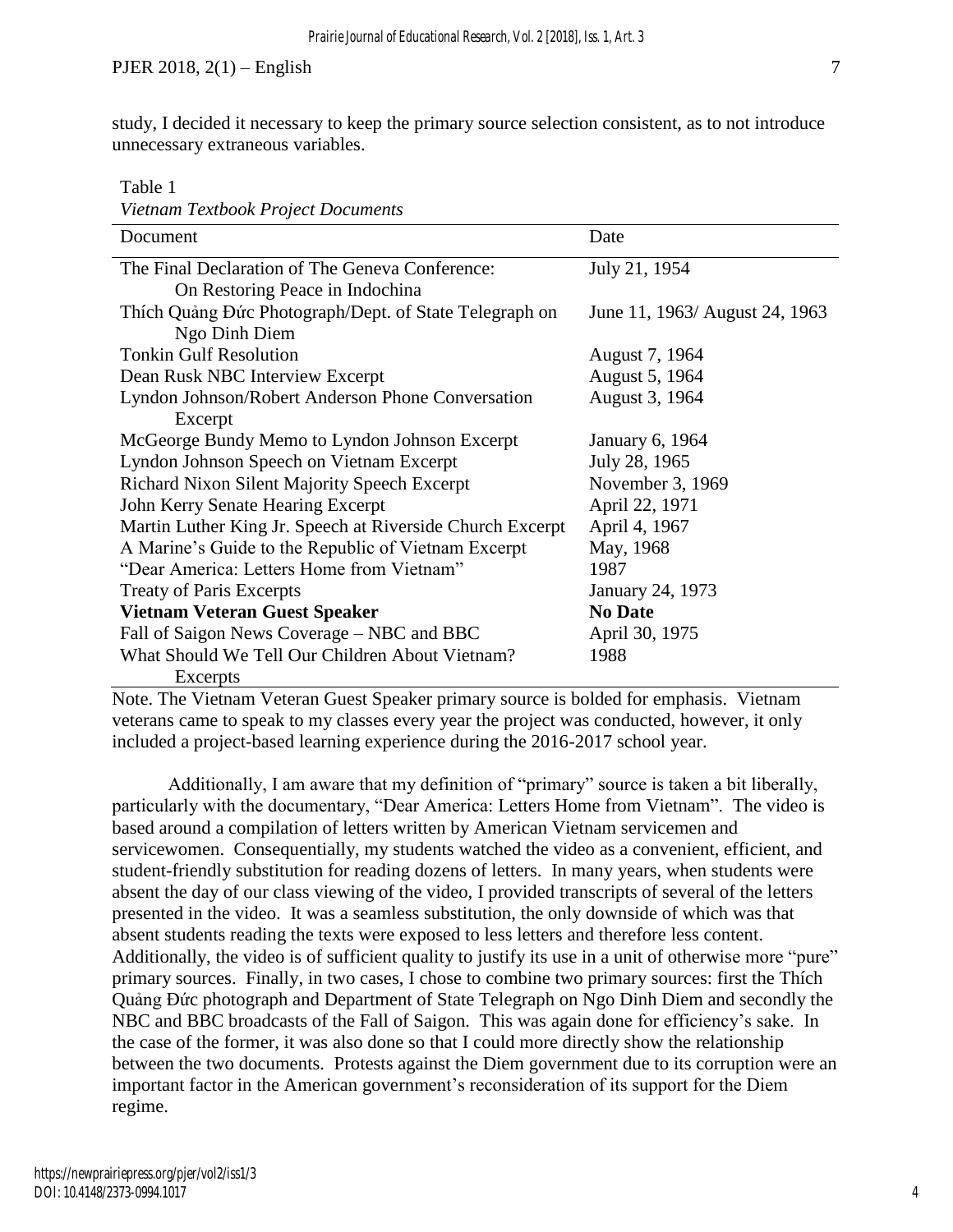study, I decided it necessary to keep the primary source selection consistent, as to not introduce unnecessary extraneous variables.

Table 1
*Vietnam Textbook Project Documents*

| Document | Date |
|---|---|
| The Final Declaration of The Geneva Conference: On Restoring Peace in Indochina | July 21, 1954 |
| Thích Quảng Đức Photograph/Dept. of State Telegraph on Ngo Dinh Diem | June 11, 1963/ August 24, 1963 |
| Tonkin Gulf Resolution | August 7, 1964 |
| Dean Rusk NBC Interview Excerpt | August 5, 1964 |
| Lyndon Johnson/Robert Anderson Phone Conversation Excerpt | August 3, 1964 |
| McGeorge Bundy Memo to Lyndon Johnson Excerpt | January 6, 1964 |
| Lyndon Johnson Speech on Vietnam Excerpt | July 28, 1965 |
| Richard Nixon Silent Majority Speech Excerpt | November 3, 1969 |
| John Kerry Senate Hearing Excerpt | April 22, 1971 |
| Martin Luther King Jr. Speech at Riverside Church Excerpt | April 4, 1967 |
| A Marine's Guide to the Republic of Vietnam Excerpt | May, 1968 |
| "Dear America: Letters Home from Vietnam" | 1987 |
| Treaty of Paris Excerpts | January 24, 1973 |
| **Vietnam Veteran Guest Speaker** | **No Date** |
| Fall of Saigon News Coverage – NBC and BBC | April 30, 1975 |
| What Should We Tell Our Children About Vietnam? Excerpts | 1988 |

Note. The Vietnam Veteran Guest Speaker primary source is bolded for emphasis. Vietnam veterans came to speak to my classes every year the project was conducted, however, it only included a project-based learning experience during the 2016-2017 school year.

Additionally, I am aware that my definition of "primary" source is taken a bit liberally, particularly with the documentary, "Dear America: Letters Home from Vietnam". The video is based around a compilation of letters written by American Vietnam servicemen and servicewomen. Consequentially, my students watched the video as a convenient, efficient, and student-friendly substitution for reading dozens of letters. In many years, when students were absent the day of our class viewing of the video, I provided transcripts of several of the letters presented in the video. It was a seamless substitution, the only downside of which was that absent students reading the texts were exposed to less letters and therefore less content. Additionally, the video is of sufficient quality to justify its use in a unit of otherwise more "pure" primary sources. Finally, in two cases, I chose to combine two primary sources: first the Thích Quảng Đức photograph and Department of State Telegraph on Ngo Dinh Diem and secondly the NBC and BBC broadcasts of the Fall of Saigon. This was again done for efficiency's sake. In the case of the former, it was also done so that I could more directly show the relationship between the two documents. Protests against the Diem government due to its corruption were an important factor in the American government's reconsideration of its support for the Diem regime.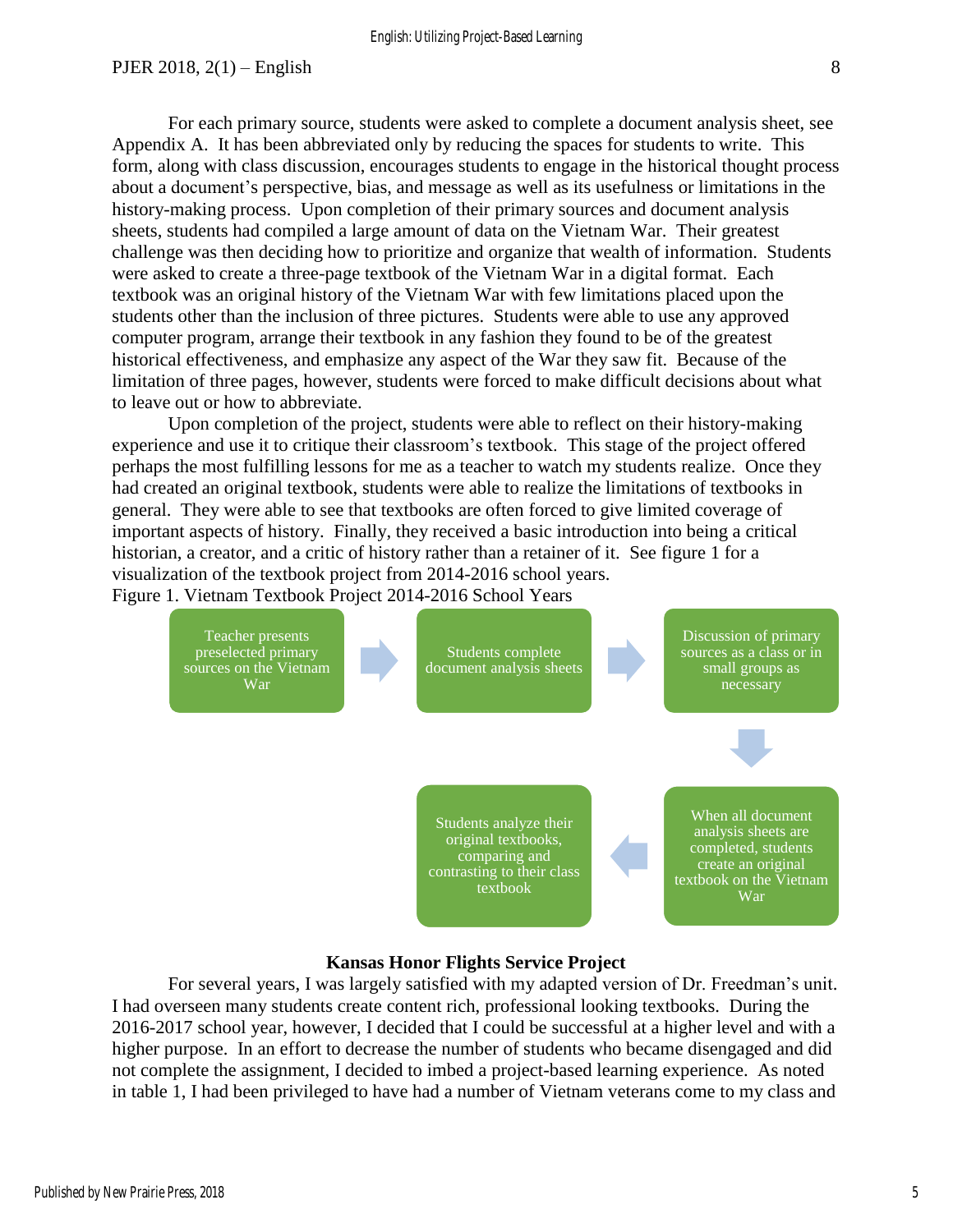For each primary source, students were asked to complete a document analysis sheet, see Appendix A. It has been abbreviated only by reducing the spaces for students to write. This form, along with class discussion, encourages students to engage in the historical thought process about a document's perspective, bias, and message as well as its usefulness or limitations in the history-making process. Upon completion of their primary sources and document analysis sheets, students had compiled a large amount of data on the Vietnam War. Their greatest challenge was then deciding how to prioritize and organize that wealth of information. Students were asked to create a three-page textbook of the Vietnam War in a digital format. Each textbook was an original history of the Vietnam War with few limitations placed upon the students other than the inclusion of three pictures. Students were able to use any approved computer program, arrange their textbook in any fashion they found to be of the greatest historical effectiveness, and emphasize any aspect of the War they saw fit. Because of the limitation of three pages, however, students were forced to make difficult decisions about what to leave out or how to abbreviate.

Upon completion of the project, students were able to reflect on their history-making experience and use it to critique their classroom's textbook. This stage of the project offered perhaps the most fulfilling lessons for me as a teacher to watch my students realize. Once they had created an original textbook, students were able to realize the limitations of textbooks in general. They were able to see that textbooks are often forced to give limited coverage of important aspects of history. Finally, they received a basic introduction into being a critical historian, a creator, and a critic of history rather than a retainer of it. See figure 1 for a visualization of the textbook project from 2014-2016 school years.

Figure 1. Vietnam Textbook Project 2014-2016 School Years

Teacher presents preselected primary sources on the Vietnam War → Students complete document analysis sheets → Discussion of primary sources as a class or in small groups as necessary → When all document analysis sheets are completed, students create an original textbook on the Vietnam War → Students analyze their original textbooks, comparing and contrasting to their class textbook

## Kansas Honor Flights Service Project

For several years, I was largely satisfied with my adapted version of Dr. Freedman's unit. I had overseen many students create content rich, professional looking textbooks. During the 2016-2017 school year, however, I decided that I could be successful at a higher level and with a higher purpose. In an effort to decrease the number of students who became disengaged and did not complete the assignment, I decided to imbed a project-based learning experience. As noted in table 1, I had been privileged to have had a number of Vietnam veterans come to my class and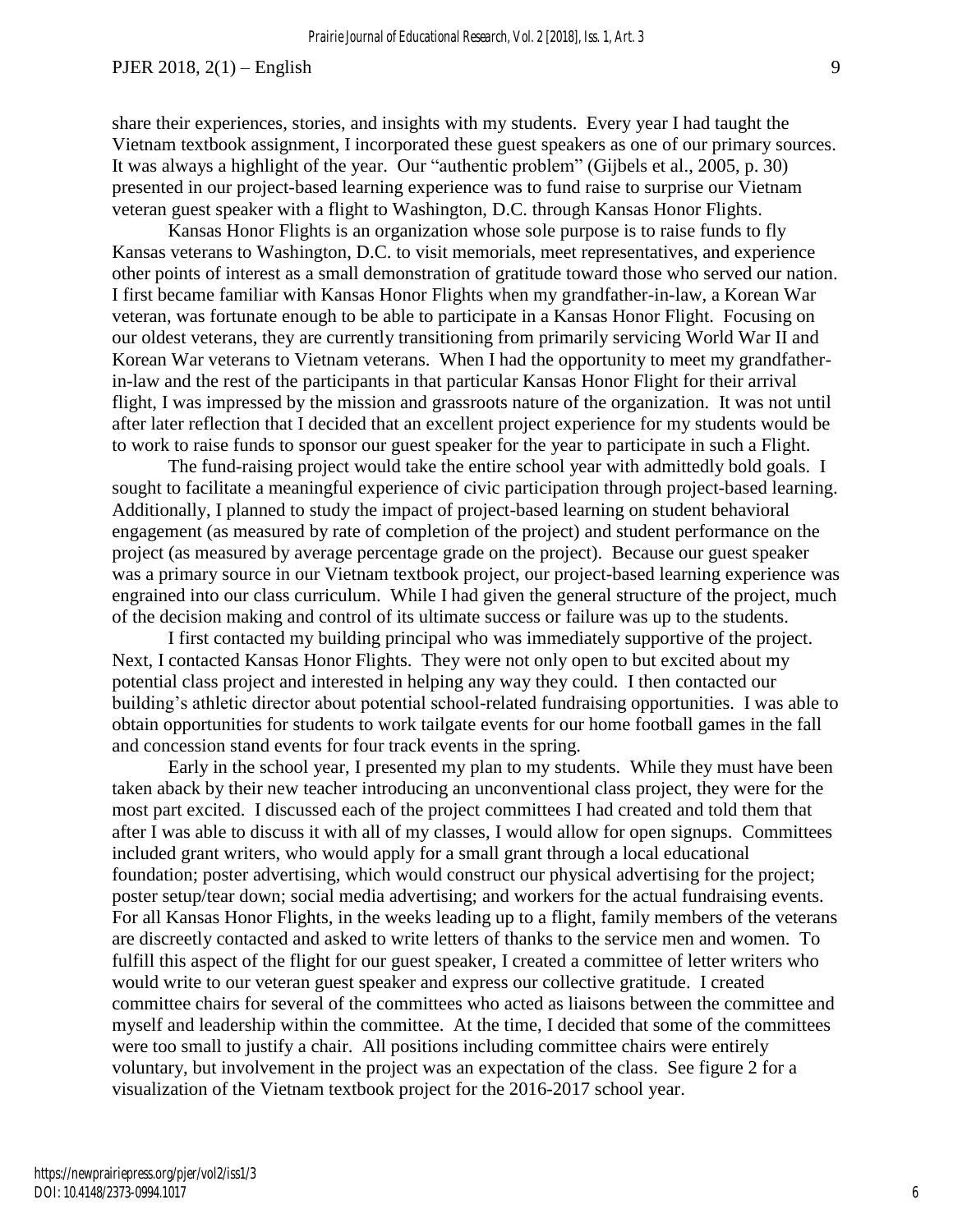share their experiences, stories, and insights with my students. Every year I had taught the Vietnam textbook assignment, I incorporated these guest speakers as one of our primary sources. It was always a highlight of the year. Our "authentic problem" (Gijbels et al., 2005, p. 30) presented in our project-based learning experience was to fund raise to surprise our Vietnam veteran guest speaker with a flight to Washington, D.C. through Kansas Honor Flights.

Kansas Honor Flights is an organization whose sole purpose is to raise funds to fly Kansas veterans to Washington, D.C. to visit memorials, meet representatives, and experience other points of interest as a small demonstration of gratitude toward those who served our nation. I first became familiar with Kansas Honor Flights when my grandfather-in-law, a Korean War veteran, was fortunate enough to be able to participate in a Kansas Honor Flight. Focusing on our oldest veterans, they are currently transitioning from primarily servicing World War II and Korean War veterans to Vietnam veterans. When I had the opportunity to meet my grandfather-in-law and the rest of the participants in that particular Kansas Honor Flight for their arrival flight, I was impressed by the mission and grassroots nature of the organization. It was not until after later reflection that I decided that an excellent project experience for my students would be to work to raise funds to sponsor our guest speaker for the year to participate in such a Flight.

The fund-raising project would take the entire school year with admittedly bold goals. I sought to facilitate a meaningful experience of civic participation through project-based learning. Additionally, I planned to study the impact of project-based learning on student behavioral engagement (as measured by rate of completion of the project) and student performance on the project (as measured by average percentage grade on the project). Because our guest speaker was a primary source in our Vietnam textbook project, our project-based learning experience was engrained into our class curriculum. While I had given the general structure of the project, much of the decision making and control of its ultimate success or failure was up to the students.

I first contacted my building principal who was immediately supportive of the project. Next, I contacted Kansas Honor Flights. They were not only open to but excited about my potential class project and interested in helping any way they could. I then contacted our building's athletic director about potential school-related fundraising opportunities. I was able to obtain opportunities for students to work tailgate events for our home football games in the fall and concession stand events for four track events in the spring.

Early in the school year, I presented my plan to my students. While they must have been taken aback by their new teacher introducing an unconventional class project, they were for the most part excited. I discussed each of the project committees I had created and told them that after I was able to discuss it with all of my classes, I would allow for open signups. Committees included grant writers, who would apply for a small grant through a local educational foundation; poster advertising, which would construct our physical advertising for the project; poster setup/tear down; social media advertising; and workers for the actual fundraising events. For all Kansas Honor Flights, in the weeks leading up to a flight, family members of the veterans are discreetly contacted and asked to write letters of thanks to the service men and women. To fulfill this aspect of the flight for our guest speaker, I created a committee of letter writers who would write to our veteran guest speaker and express our collective gratitude. I created committee chairs for several of the committees who acted as liaisons between the committee and myself and leadership within the committee. At the time, I decided that some of the committees were too small to justify a chair. All positions including committee chairs were entirely voluntary, but involvement in the project was an expectation of the class. See figure 2 for a visualization of the Vietnam textbook project for the 2016-2017 school year.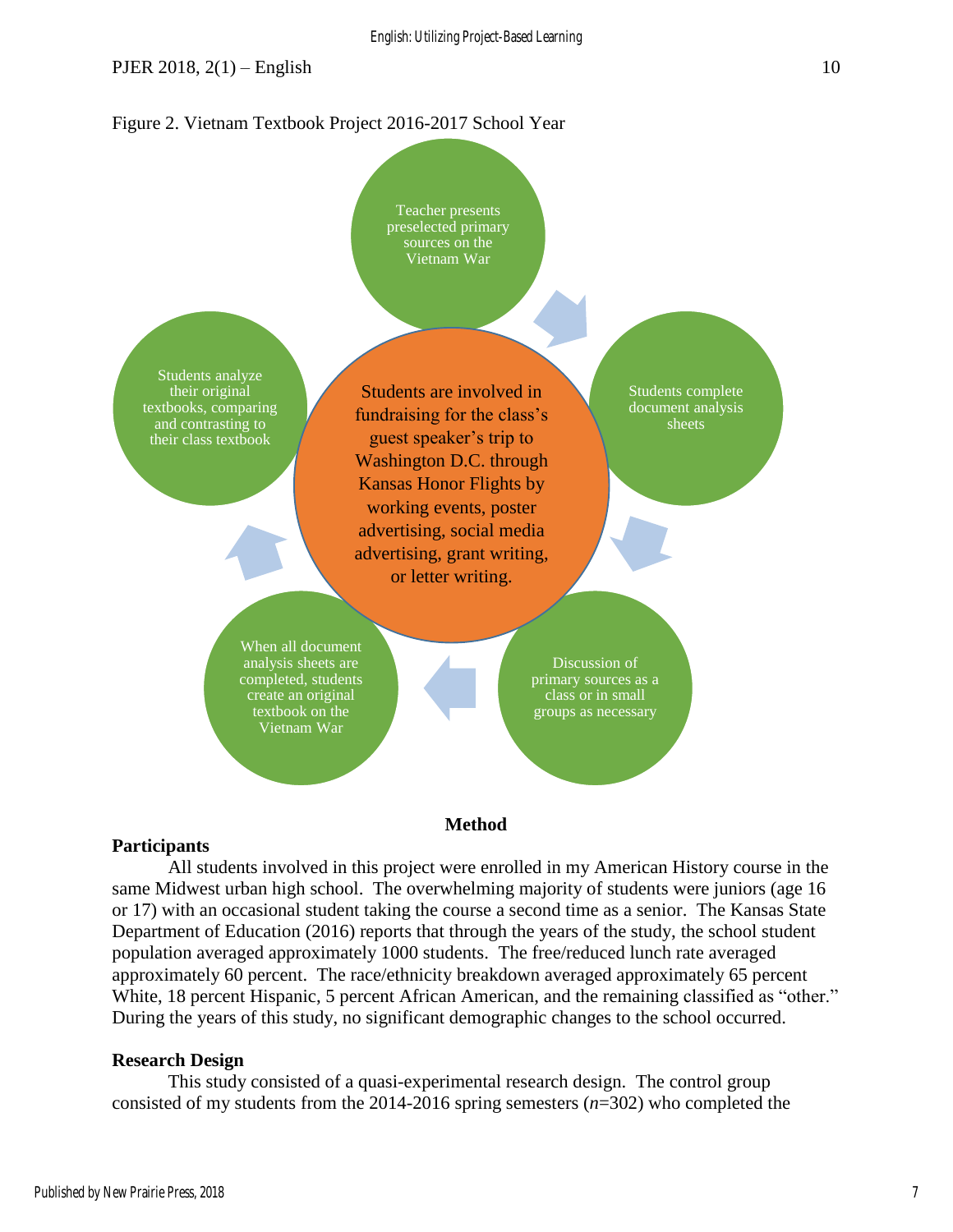Figure 2. Vietnam Textbook Project 2016-2017 School Year

Teacher presents preselected primary sources on the Vietnam War

Students complete document analysis sheets

Discussion of primary sources as a class or in small groups as necessary

When all document analysis sheets are completed, students create an original textbook on the Vietnam War

Students analyze their original textbooks, comparing and contrasting to their class textbook

Students are involved in fundraising for the class's guest speaker's trip to Washington D.C. through Kansas Honor Flights by working events, poster advertising, social media advertising, grant writing, or letter writing.

## Method

### Participants

All students involved in this project were enrolled in my American History course in the same Midwest urban high school. The overwhelming majority of students were juniors (age 16 or 17) with an occasional student taking the course a second time as a senior. The Kansas State Department of Education (2016) reports that through the years of the study, the school student population averaged approximately 1000 students. The free/reduced lunch rate averaged approximately 60 percent. The race/ethnicity breakdown averaged approximately 65 percent White, 18 percent Hispanic, 5 percent African American, and the remaining classified as "other." During the years of this study, no significant demographic changes to the school occurred.

### Research Design

This study consisted of a quasi-experimental research design. The control group consisted of my students from the 2014-2016 spring semesters (*n*=302) who completed the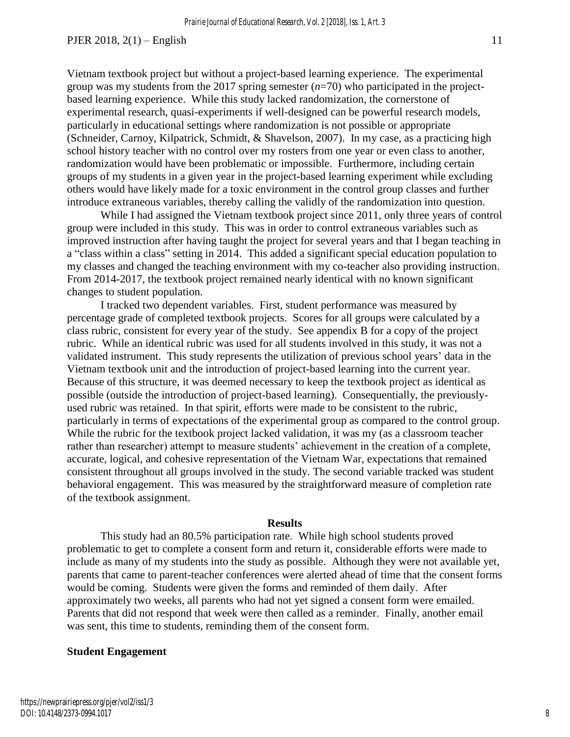Vietnam textbook project but without a project-based learning experience. The experimental group was my students from the 2017 spring semester ($n$=70) who participated in the project-based learning experience. While this study lacked randomization, the cornerstone of experimental research, quasi-experiments if well-designed can be powerful research models, particularly in educational settings where randomization is not possible or appropriate (Schneider, Carnoy, Kilpatrick, Schmidt, & Shavelson, 2007). In my case, as a practicing high school history teacher with no control over my rosters from one year or even class to another, randomization would have been problematic or impossible. Furthermore, including certain groups of my students in a given year in the project-based learning experiment while excluding others would have likely made for a toxic environment in the control group classes and further introduce extraneous variables, thereby calling the validly of the randomization into question.

While I had assigned the Vietnam textbook project since 2011, only three years of control group were included in this study. This was in order to control extraneous variables such as improved instruction after having taught the project for several years and that I began teaching in a "class within a class" setting in 2014. This added a significant special education population to my classes and changed the teaching environment with my co-teacher also providing instruction. From 2014-2017, the textbook project remained nearly identical with no known significant changes to student population.

I tracked two dependent variables. First, student performance was measured by percentage grade of completed textbook projects. Scores for all groups were calculated by a class rubric, consistent for every year of the study. See appendix B for a copy of the project rubric. While an identical rubric was used for all students involved in this study, it was not a validated instrument. This study represents the utilization of previous school years' data in the Vietnam textbook unit and the introduction of project-based learning into the current year. Because of this structure, it was deemed necessary to keep the textbook project as identical as possible (outside the introduction of project-based learning). Consequentially, the previously-used rubric was retained. In that spirit, efforts were made to be consistent to the rubric, particularly in terms of expectations of the experimental group as compared to the control group. While the rubric for the textbook project lacked validation, it was my (as a classroom teacher rather than researcher) attempt to measure students' achievement in the creation of a complete, accurate, logical, and cohesive representation of the Vietnam War, expectations that remained consistent throughout all groups involved in the study. The second variable tracked was student behavioral engagement. This was measured by the straightforward measure of completion rate of the textbook assignment.

## Results

This study had an 80.5% participation rate. While high school students proved problematic to get to complete a consent form and return it, considerable efforts were made to include as many of my students into the study as possible. Although they were not available yet, parents that came to parent-teacher conferences were alerted ahead of time that the consent forms would be coming. Students were given the forms and reminded of them daily. After approximately two weeks, all parents who had not yet signed a consent form were emailed. Parents that did not respond that week were then called as a reminder. Finally, another email was sent, this time to students, reminding them of the consent form.

### Student Engagement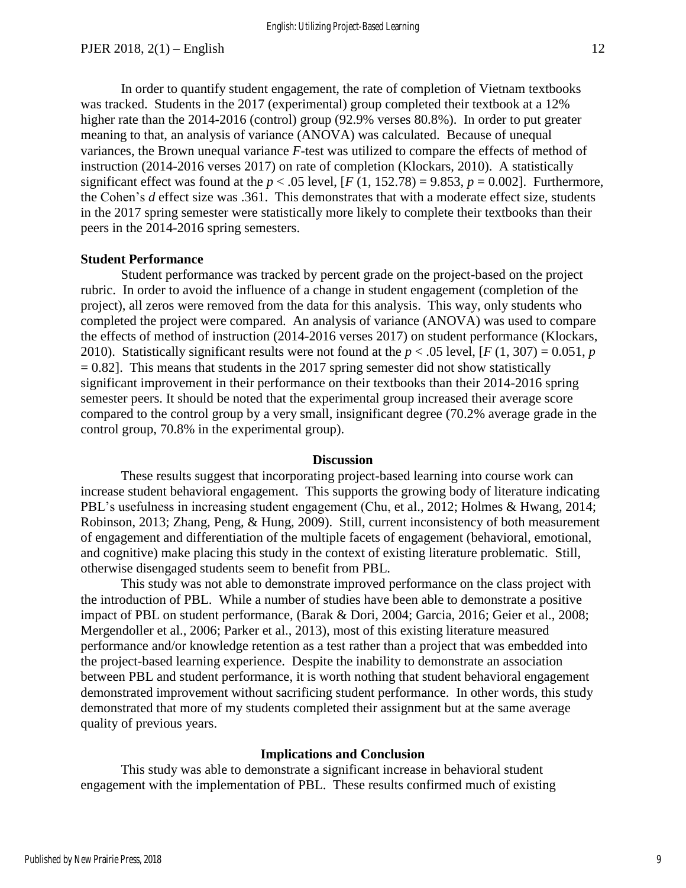In order to quantify student engagement, the rate of completion of Vietnam textbooks was tracked. Students in the 2017 (experimental) group completed their textbook at a 12% higher rate than the 2014-2016 (control) group (92.9% verses 80.8%). In order to put greater meaning to that, an analysis of variance (ANOVA) was calculated. Because of unequal variances, the Brown unequal variance *F*-test was utilized to compare the effects of method of instruction (2014-2016 verses 2017) on rate of completion (Klockars, 2010). A statistically significant effect was found at the $p < .05$ level, [$F$ (1, 152.78) = 9.853, $p = 0.002$]. Furthermore, the Cohen's *d* effect size was .361. This demonstrates that with a moderate effect size, students in the 2017 spring semester were statistically more likely to complete their textbooks than their peers in the 2014-2016 spring semesters.

**Student Performance**

Student performance was tracked by percent grade on the project-based on the project rubric. In order to avoid the influence of a change in student engagement (completion of the project), all zeros were removed from the data for this analysis. This way, only students who completed the project were compared. An analysis of variance (ANOVA) was used to compare the effects of method of instruction (2014-2016 verses 2017) on student performance (Klockars, 2010). Statistically significant results were not found at the $p < .05$ level, [$F$ (1, 307) = 0.051, $p = 0.82$]. This means that students in the 2017 spring semester did not show statistically significant improvement in their performance on their textbooks than their 2014-2016 spring semester peers. It should be noted that the experimental group increased their average score compared to the control group by a very small, insignificant degree (70.2% average grade in the control group, 70.8% in the experimental group).

## Discussion

These results suggest that incorporating project-based learning into course work can increase student behavioral engagement. This supports the growing body of literature indicating PBL's usefulness in increasing student engagement (Chu, et al., 2012; Holmes & Hwang, 2014; Robinson, 2013; Zhang, Peng, & Hung, 2009). Still, current inconsistency of both measurement of engagement and differentiation of the multiple facets of engagement (behavioral, emotional, and cognitive) make placing this study in the context of existing literature problematic. Still, otherwise disengaged students seem to benefit from PBL.

This study was not able to demonstrate improved performance on the class project with the introduction of PBL. While a number of studies have been able to demonstrate a positive impact of PBL on student performance, (Barak & Dori, 2004; Garcia, 2016; Geier et al., 2008; Mergendoller et al., 2006; Parker et al., 2013), most of this existing literature measured performance and/or knowledge retention as a test rather than a project that was embedded into the project-based learning experience. Despite the inability to demonstrate an association between PBL and student performance, it is worth nothing that student behavioral engagement demonstrated improvement without sacrificing student performance. In other words, this study demonstrated that more of my students completed their assignment but at the same average quality of previous years.

## Implications and Conclusion

This study was able to demonstrate a significant increase in behavioral student engagement with the implementation of PBL. These results confirmed much of existing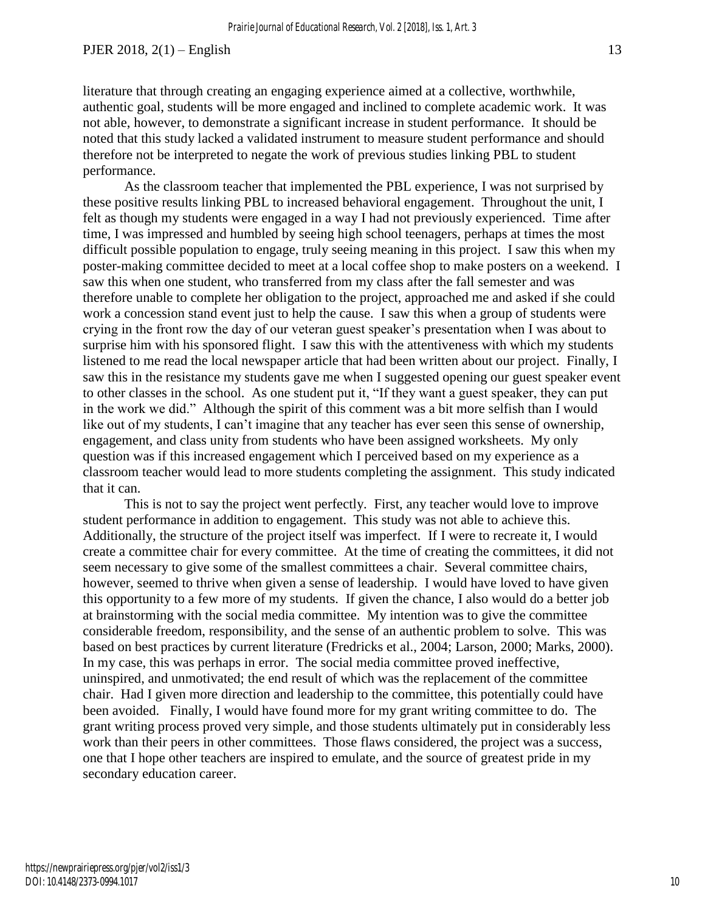literature that through creating an engaging experience aimed at a collective, worthwhile, authentic goal, students will be more engaged and inclined to complete academic work. It was not able, however, to demonstrate a significant increase in student performance. It should be noted that this study lacked a validated instrument to measure student performance and should therefore not be interpreted to negate the work of previous studies linking PBL to student performance.

As the classroom teacher that implemented the PBL experience, I was not surprised by these positive results linking PBL to increased behavioral engagement. Throughout the unit, I felt as though my students were engaged in a way I had not previously experienced. Time after time, I was impressed and humbled by seeing high school teenagers, perhaps at times the most difficult possible population to engage, truly seeing meaning in this project. I saw this when my poster-making committee decided to meet at a local coffee shop to make posters on a weekend. I saw this when one student, who transferred from my class after the fall semester and was therefore unable to complete her obligation to the project, approached me and asked if she could work a concession stand event just to help the cause. I saw this when a group of students were crying in the front row the day of our veteran guest speaker's presentation when I was about to surprise him with his sponsored flight. I saw this with the attentiveness with which my students listened to me read the local newspaper article that had been written about our project. Finally, I saw this in the resistance my students gave me when I suggested opening our guest speaker event to other classes in the school. As one student put it, "If they want a guest speaker, they can put in the work we did." Although the spirit of this comment was a bit more selfish than I would like out of my students, I can't imagine that any teacher has ever seen this sense of ownership, engagement, and class unity from students who have been assigned worksheets. My only question was if this increased engagement which I perceived based on my experience as a classroom teacher would lead to more students completing the assignment. This study indicated that it can.

This is not to say the project went perfectly. First, any teacher would love to improve student performance in addition to engagement. This study was not able to achieve this. Additionally, the structure of the project itself was imperfect. If I were to recreate it, I would create a committee chair for every committee. At the time of creating the committees, it did not seem necessary to give some of the smallest committees a chair. Several committee chairs, however, seemed to thrive when given a sense of leadership. I would have loved to have given this opportunity to a few more of my students. If given the chance, I also would do a better job at brainstorming with the social media committee. My intention was to give the committee considerable freedom, responsibility, and the sense of an authentic problem to solve. This was based on best practices by current literature (Fredricks et al., 2004; Larson, 2000; Marks, 2000). In my case, this was perhaps in error. The social media committee proved ineffective, uninspired, and unmotivated; the end result of which was the replacement of the committee chair. Had I given more direction and leadership to the committee, this potentially could have been avoided. Finally, I would have found more for my grant writing committee to do. The grant writing process proved very simple, and those students ultimately put in considerably less work than their peers in other committees. Those flaws considered, the project was a success, one that I hope other teachers are inspired to emulate, and the source of greatest pride in my secondary education career.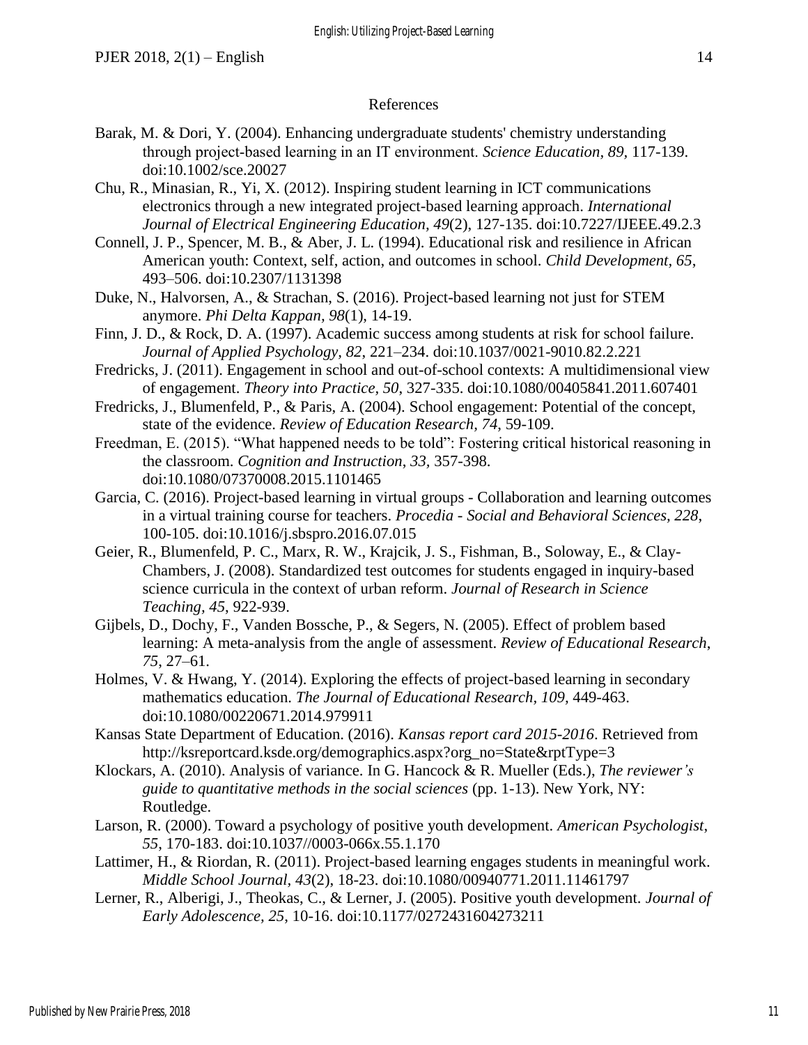## References

Barak, M. & Dori, Y. (2004). Enhancing undergraduate students' chemistry understanding through project-based learning in an IT environment. *Science Education, 89,* 117-139. doi:10.1002/sce.20027

Chu, R., Minasian, R., Yi, X. (2012). Inspiring student learning in ICT communications electronics through a new integrated project-based learning approach. *International Journal of Electrical Engineering Education, 49*(2), 127-135. doi:10.7227/IJEEE.49.2.3

Connell, J. P., Spencer, M. B., & Aber, J. L. (1994). Educational risk and resilience in African American youth: Context, self, action, and outcomes in school. *Child Development, 65*, 493–506. doi:10.2307/1131398

Duke, N., Halvorsen, A., & Strachan, S. (2016). Project-based learning not just for STEM anymore. *Phi Delta Kappan, 98*(1), 14-19.

Finn, J. D., & Rock, D. A. (1997). Academic success among students at risk for school failure. *Journal of Applied Psychology, 82*, 221–234. doi:10.1037/0021-9010.82.2.221

Fredricks, J. (2011). Engagement in school and out-of-school contexts: A multidimensional view of engagement. *Theory into Practice, 50*, 327-335. doi:10.1080/00405841.2011.607401

Fredricks, J., Blumenfeld, P., & Paris, A. (2004). School engagement: Potential of the concept, state of the evidence. *Review of Education Research, 74*, 59-109.

Freedman, E. (2015). "What happened needs to be told": Fostering critical historical reasoning in the classroom. *Cognition and Instruction*, *33*, 357-398. doi:10.1080/07370008.2015.1101465

Garcia, C. (2016). Project-based learning in virtual groups - Collaboration and learning outcomes in a virtual training course for teachers. *Procedia - Social and Behavioral Sciences, 228*, 100-105. doi:10.1016/j.sbspro.2016.07.015

Geier, R., Blumenfeld, P. C., Marx, R. W., Krajcik, J. S., Fishman, B., Soloway, E., & Clay-Chambers, J. (2008). Standardized test outcomes for students engaged in inquiry-based science curricula in the context of urban reform. *Journal of Research in Science Teaching, 45*, 922-939.

Gijbels, D., Dochy, F., Vanden Bossche, P., & Segers, N. (2005). Effect of problem based learning: A meta-analysis from the angle of assessment. *Review of Educational Research*, *75*, 27–61.

Holmes, V. & Hwang, Y. (2014). Exploring the effects of project-based learning in secondary mathematics education. *The Journal of Educational Research, 109,* 449-463. doi:10.1080/00220671.2014.979911

Kansas State Department of Education. (2016). *Kansas report card 2015-2016*. Retrieved from http://ksreportcard.ksde.org/demographics.aspx?org_no=State&rptType=3

Klockars, A. (2010). Analysis of variance. In G. Hancock & R. Mueller (Eds.), *The reviewer's guide to quantitative methods in the social sciences* (pp. 1-13). New York, NY: Routledge.

Larson, R. (2000). Toward a psychology of positive youth development. *American Psychologist*, *55*, 170-183. doi:10.1037//0003-066x.55.1.170

Lattimer, H., & Riordan, R. (2011). Project-based learning engages students in meaningful work. *Middle School Journal, 43*(2), 18-23. doi:10.1080/00940771.2011.11461797

Lerner, R., Alberigi, J., Theokas, C., & Lerner, J. (2005). Positive youth development. *Journal of Early Adolescence, 25*, 10-16. doi:10.1177/0272431604273211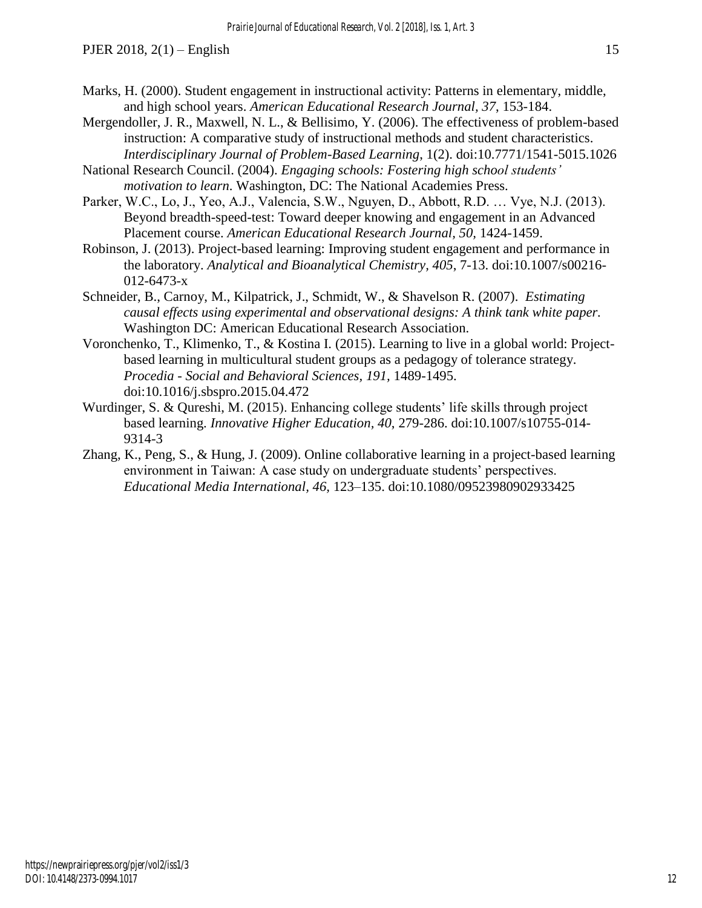Marks, H. (2000). Student engagement in instructional activity: Patterns in elementary, middle, and high school years. *American Educational Research Journal, 37*, 153-184.

Mergendoller, J. R., Maxwell, N. L., & Bellisimo, Y. (2006). The effectiveness of problem-based instruction: A comparative study of instructional methods and student characteristics. *Interdisciplinary Journal of Problem-Based Learning*, 1(2). doi:10.7771/1541-5015.1026

National Research Council. (2004). *Engaging schools: Fostering high school students' motivation to learn*. Washington, DC: The National Academies Press.

Parker, W.C., Lo, J., Yeo, A.J., Valencia, S.W., Nguyen, D., Abbott, R.D. … Vye, N.J. (2013). Beyond breadth-speed-test: Toward deeper knowing and engagement in an Advanced Placement course. *American Educational Research Journal, 50*, 1424-1459.

Robinson, J. (2013). Project-based learning: Improving student engagement and performance in the laboratory. *Analytical and Bioanalytical Chemistry, 405*, 7-13. doi:10.1007/s00216-012-6473-x

Schneider, B., Carnoy, M., Kilpatrick, J., Schmidt, W., & Shavelson R. (2007). *Estimating causal effects using experimental and observational designs: A think tank white paper*. Washington DC: American Educational Research Association.

Voronchenko, T., Klimenko, T., & Kostina I. (2015). Learning to live in a global world: Project-based learning in multicultural student groups as a pedagogy of tolerance strategy. *Procedia - Social and Behavioral Sciences, 191*, 1489-1495. doi:10.1016/j.sbspro.2015.04.472

Wurdinger, S. & Qureshi, M. (2015). Enhancing college students' life skills through project based learning. *Innovative Higher Education, 40*, 279-286. doi:10.1007/s10755-014-9314-3

Zhang, K., Peng, S., & Hung, J. (2009). Online collaborative learning in a project-based learning environment in Taiwan: A case study on undergraduate students' perspectives. *Educational Media International, 46*, 123–135. doi:10.1080/09523980902933425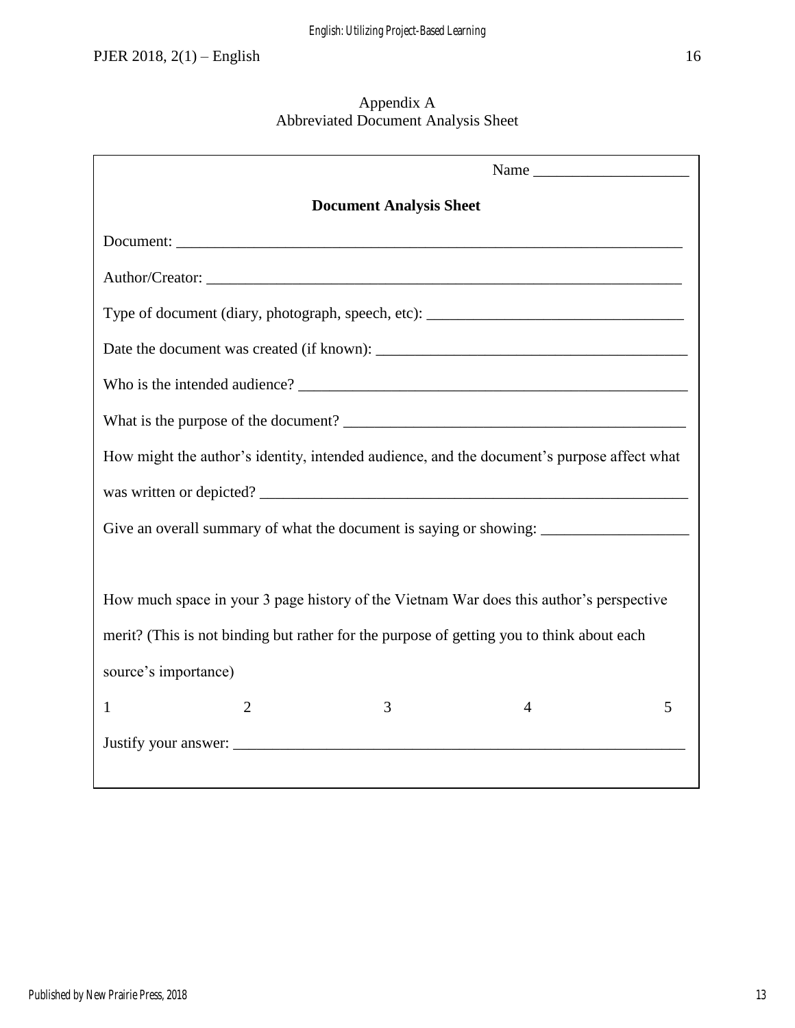## Appendix A
### Abbreviated Document Analysis Sheet

Name ____________________

**Document Analysis Sheet**

Document: ____________________________________________________________________

Author/Creator: _______________________________________________________________

Type of document (diary, photograph, speech, etc): ___________________________________

Date the document was created (if known): _________________________________________

Who is the intended audience? ____________________________________________________

What is the purpose of the document? ______________________________________________

How might the author's identity, intended audience, and the document's purpose affect what was written or depicted? ___________________________________________________________

Give an overall summary of what the document is saying or showing: ____________________

How much space in your 3 page history of the Vietnam War does this author's perspective merit? (This is not binding but rather for the purpose of getting you to think about each source's importance)

1 2 3 4 5

Justify your answer: ____________________________________________________________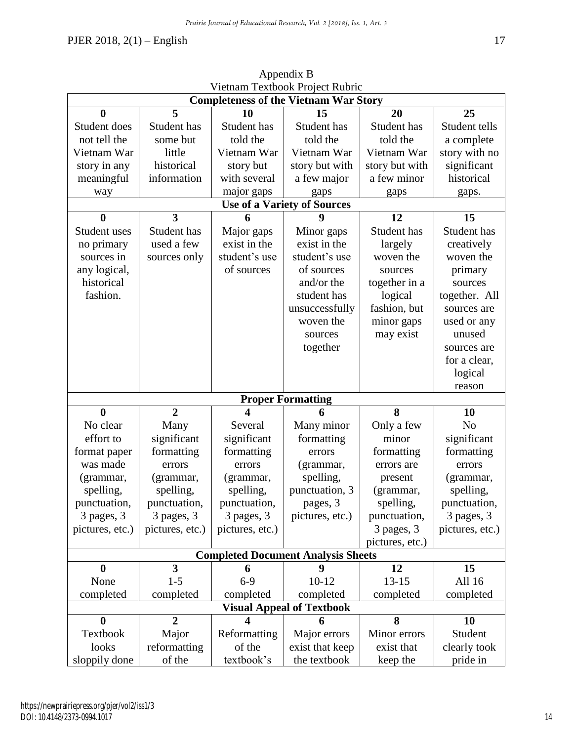Appendix B

Vietnam Textbook Project Rubric

| Completeness of the Vietnam War Story | | | | | |
|---|---|---|---|---|---|
| **0** | **5** | **10** | **15** | **20** | **25** |
| Student does not tell the Vietnam War story in any meaningful way | Student has some but little historical information | Student has told the Vietnam War story but with several major gaps | Student has told the Vietnam War story but with a few major gaps | Student has told the Vietnam War story but with a few minor gaps | Student tells a complete story with no significant historical gaps. |
| **Use of a Variety of Sources** | | | | | |
| **0** | **3** | **6** | **9** | **12** | **15** |
| Student uses no primary sources in any logical, historical fashion. | Student has used a few sources only | Major gaps exist in the student's use of sources | Minor gaps exist in the student's use of sources and/or the student has unsuccessfully woven the sources together | Student has largely woven the sources together in a logical fashion, but minor gaps may exist | Student has creatively woven the primary sources together. All sources are used or any unused sources are for a clear, logical reason |
| **Proper Formatting** | | | | | |
| **0** | **2** | **4** | **6** | **8** | **10** |
| No clear effort to format paper was made (grammar, spelling, punctuation, 3 pages, 3 pictures, etc.) | Many significant formatting errors (grammar, spelling, punctuation, 3 pages, 3 pictures, etc.) | Several significant formatting errors (grammar, spelling, punctuation, 3 pages, 3 pictures, etc.) | Many minor formatting errors (grammar, spelling, punctuation, 3 pages, 3 pictures, etc.) | Only a few minor formatting errors are present (grammar, spelling, punctuation, 3 pages, 3 pictures, etc.) | No significant formatting errors (grammar, spelling, punctuation, 3 pages, 3 pictures, etc.) |
| **Completed Document Analysis Sheets** | | | | | |
| **0** | **3** | **6** | **9** | **12** | **15** |
| None completed | 1-5 completed | 6-9 completed | 10-12 completed | 13-15 completed | All 16 completed |
| **Visual Appeal of Textbook** | | | | | |
| **0** | **2** | **4** | **6** | **8** | **10** |
| Textbook looks sloppily done | Major reformatting of the | Reformatting of the textbook's | Major errors exist that keep the textbook | Minor errors exist that keep the | Student clearly took pride in |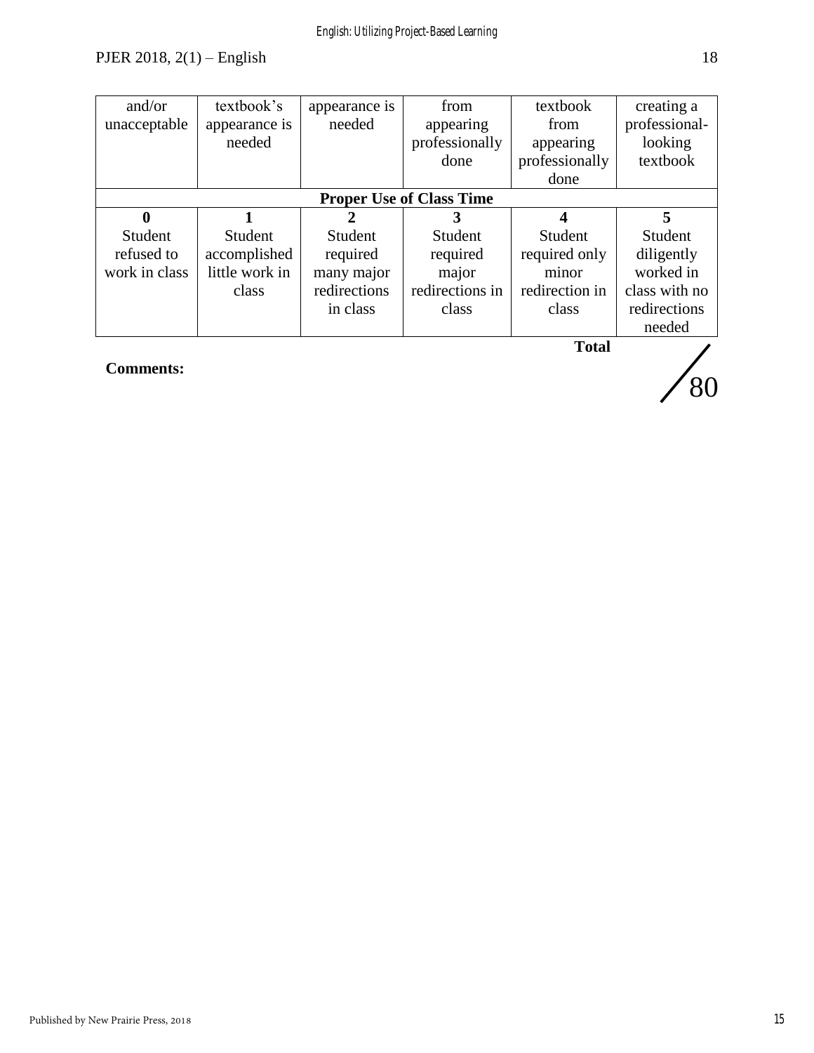| | | | | | |
|---|---|---|---|---|---|
| and/or unacceptable | textbook's appearance is needed | appearance is needed | from appearing professionally done | textbook from appearing professionally done | creating a professional-looking textbook |
| **Proper Use of Class Time** | | | | | |
| **0** Student refused to work in class | **1** Student accomplished little work in class | **2** Student required many major redirections in class | **3** Student required major redirections in class | **4** Student required only minor redirection in class | **5** Student diligently worked in class with no redirections needed |

**Total** /80

**Comments:**